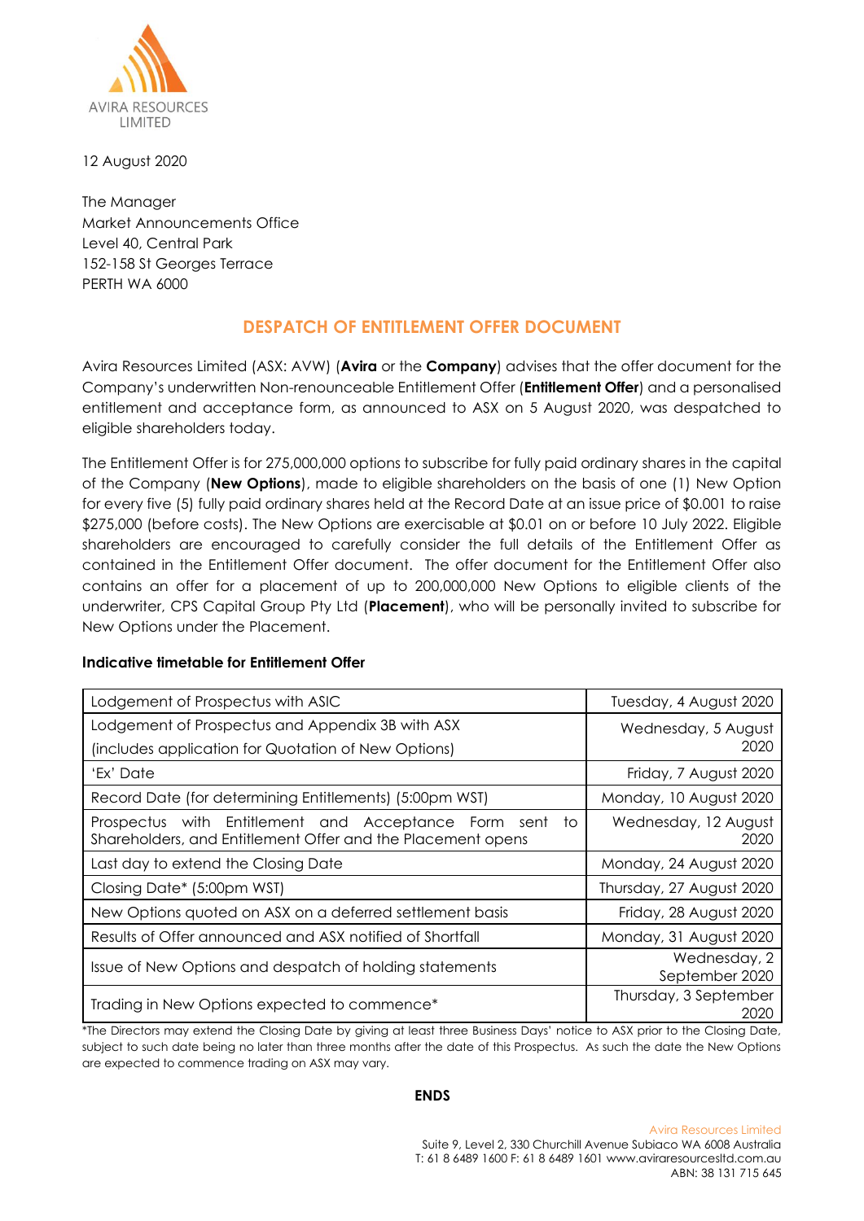AVIRA RESOURCES LIMITED

12 August 2020

The Manager
Market Announcements Office
Level 40, Central Park
152-158 St Georges Terrace
PERTH WA 6000

## DESPATCH OF ENTITLEMENT OFFER DOCUMENT

Avira Resources Limited (ASX: AVW) (**Avira** or the **Company**) advises that the offer document for the Company's underwritten Non-renounceable Entitlement Offer (**Entitlement Offer**) and a personalised entitlement and acceptance form, as announced to ASX on 5 August 2020, was despatched to eligible shareholders today.

The Entitlement Offer is for 275,000,000 options to subscribe for fully paid ordinary shares in the capital of the Company (**New Options**), made to eligible shareholders on the basis of one (1) New Option for every five (5) fully paid ordinary shares held at the Record Date at an issue price of $0.001 to raise $275,000 (before costs). The New Options are exercisable at $0.01 on or before 10 July 2022. Eligible shareholders are encouraged to carefully consider the full details of the Entitlement Offer as contained in the Entitlement Offer document. The offer document for the Entitlement Offer also contains an offer for a placement of up to 200,000,000 New Options to eligible clients of the underwriter, CPS Capital Group Pty Ltd (**Placement**), who will be personally invited to subscribe for New Options under the Placement.

**Indicative timetable for Entitlement Offer**

| Event | Date |
|---|---|
| Lodgement of Prospectus with ASIC | Tuesday, 4 August 2020 |
| Lodgement of Prospectus and Appendix 3B with ASX (includes application for Quotation of New Options) | Wednesday, 5 August 2020 |
| 'Ex' Date | Friday, 7 August 2020 |
| Record Date (for determining Entitlements) (5:00pm WST) | Monday, 10 August 2020 |
| Prospectus with Entitlement and Acceptance Form sent to Shareholders, and Entitlement Offer and the Placement opens | Wednesday, 12 August 2020 |
| Last day to extend the Closing Date | Monday, 24 August 2020 |
| Closing Date* (5:00pm WST) | Thursday, 27 August 2020 |
| New Options quoted on ASX on a deferred settlement basis | Friday, 28 August 2020 |
| Results of Offer announced and ASX notified of Shortfall | Monday, 31 August 2020 |
| Issue of New Options and despatch of holding statements | Wednesday, 2 September 2020 |
| Trading in New Options expected to commence* | Thursday, 3 September 2020 |

*The Directors may extend the Closing Date by giving at least three Business Days' notice to ASX prior to the Closing Date, subject to such date being no later than three months after the date of this Prospectus. As such the date the New Options are expected to commence trading on ASX may vary.

**ENDS**

Avira Resources Limited
Suite 9, Level 2, 330 Churchill Avenue Subiaco WA 6008 Australia
T: 61 8 6489 1600 F: 61 8 6489 1601 www.aviraresourcesltd.com.au
ABN: 38 131 715 645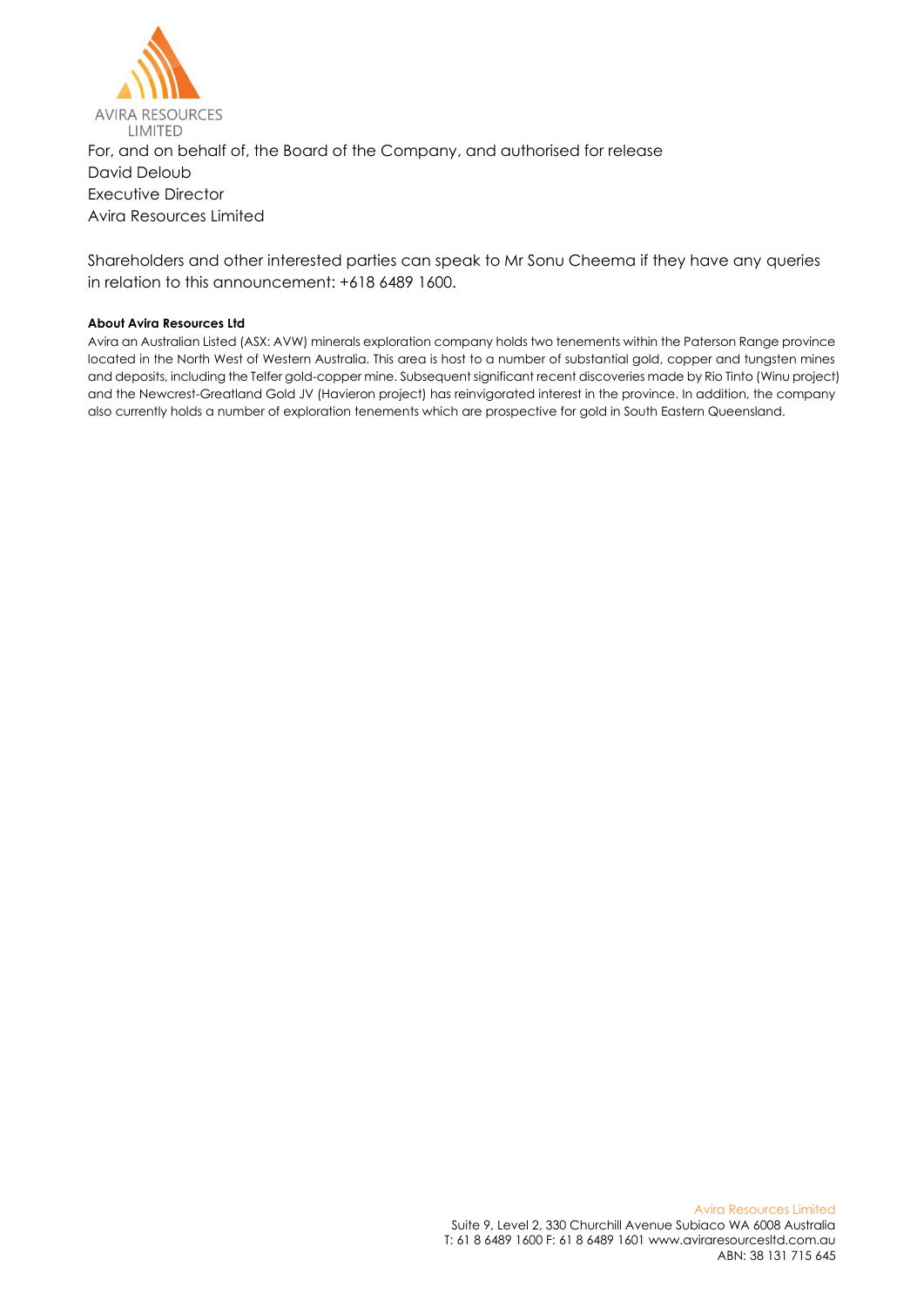For, and on behalf of, the Board of the Company, and authorised for release
David Deloub
Executive Director
Avira Resources Limited

Shareholders and other interested parties can speak to Mr Sonu Cheema if they have any queries in relation to this announcement: +618 6489 1600.

**About Avira Resources Ltd**

Avira an Australian Listed (ASX: AVW) minerals exploration company holds two tenements within the Paterson Range province located in the North West of Western Australia. This area is host to a number of substantial gold, copper and tungsten mines and deposits, including the Telfer gold-copper mine. Subsequent significant recent discoveries made by Rio Tinto (Winu project) and the Newcrest-Greatland Gold JV (Havieron project) has reinvigorated interest in the province. In addition, the company also currently holds a number of exploration tenements which are prospective for gold in South Eastern Queensland.